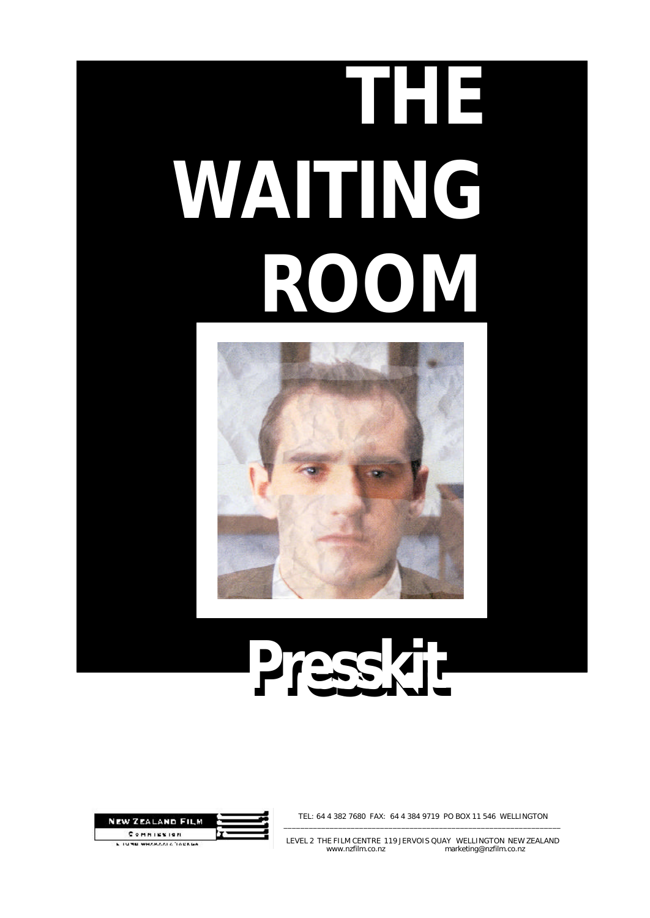# THE WAITING ROOM

# Presskit

NEW ZEALAND FILM COMMISSION

TE TUMU WHAKAATA TAONGA

TEL: 64 4 382 7680 FAX: 64 4 384 9719 PO BOX 11 546 WELLINGTON

LEVEL 2 THE FILM CENTRE 119 JERVOIS QUAY WELLINGTON NEW ZEALAND

www.nzfilm.co.nz marketing@nzfilm.co.nz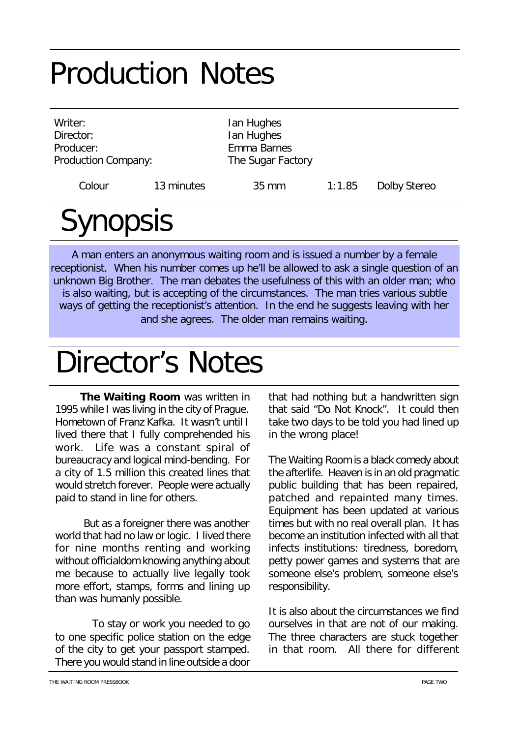# Production Notes

| | |
|---|---|
| Writer: | Ian Hughes |
| Director: | Ian Hughes |
| Producer: | Emma Barnes |
| Production Company: | The Sugar Factory |

Colour | 13 minutes | 35 mm | 1:1.85 | Dolby Stereo

# Synopsis

A man enters an anonymous waiting room and is issued a number by a female receptionist. When his number comes up he'll be allowed to ask a single question of an unknown Big Brother. The man debates the usefulness of this with an older man; who is also waiting, but is accepting of the circumstances. The man tries various subtle ways of getting the receptionist's attention. In the end he suggests leaving with her and she agrees. The older man remains waiting.

# Director's Notes

**The Waiting Room** was written in 1995 while I was living in the city of Prague. Hometown of Franz Kafka. It wasn't until I lived there that I fully comprehended his work. Life was a constant spiral of bureaucracy and logical mind-bending. For a city of 1.5 million this created lines that would stretch forever. People were actually paid to stand in line for others.

But as a foreigner there was another world that had no law or logic. I lived there for nine months renting and working without officialdom knowing anything about me because to actually live legally took more effort, stamps, forms and lining up than was humanly possible.

To stay or work you needed to go to one specific police station on the edge of the city to get your passport stamped. There you would stand in line outside a door that had nothing but a handwritten sign that said "Do Not Knock". It could then take two days to be told you had lined up in the wrong place!

The Waiting Room is a black comedy about the afterlife. Heaven is in an old pragmatic public building that has been repaired, patched and repainted many times. Equipment has been updated at various times but with no real overall plan. It has become an institution infected with all that infects institutions: tiredness, boredom, petty power games and systems that are someone else's problem, someone else's responsibility.

It is also about the circumstances we find ourselves in that are not of our making. The three characters are stuck together in that room. All there for different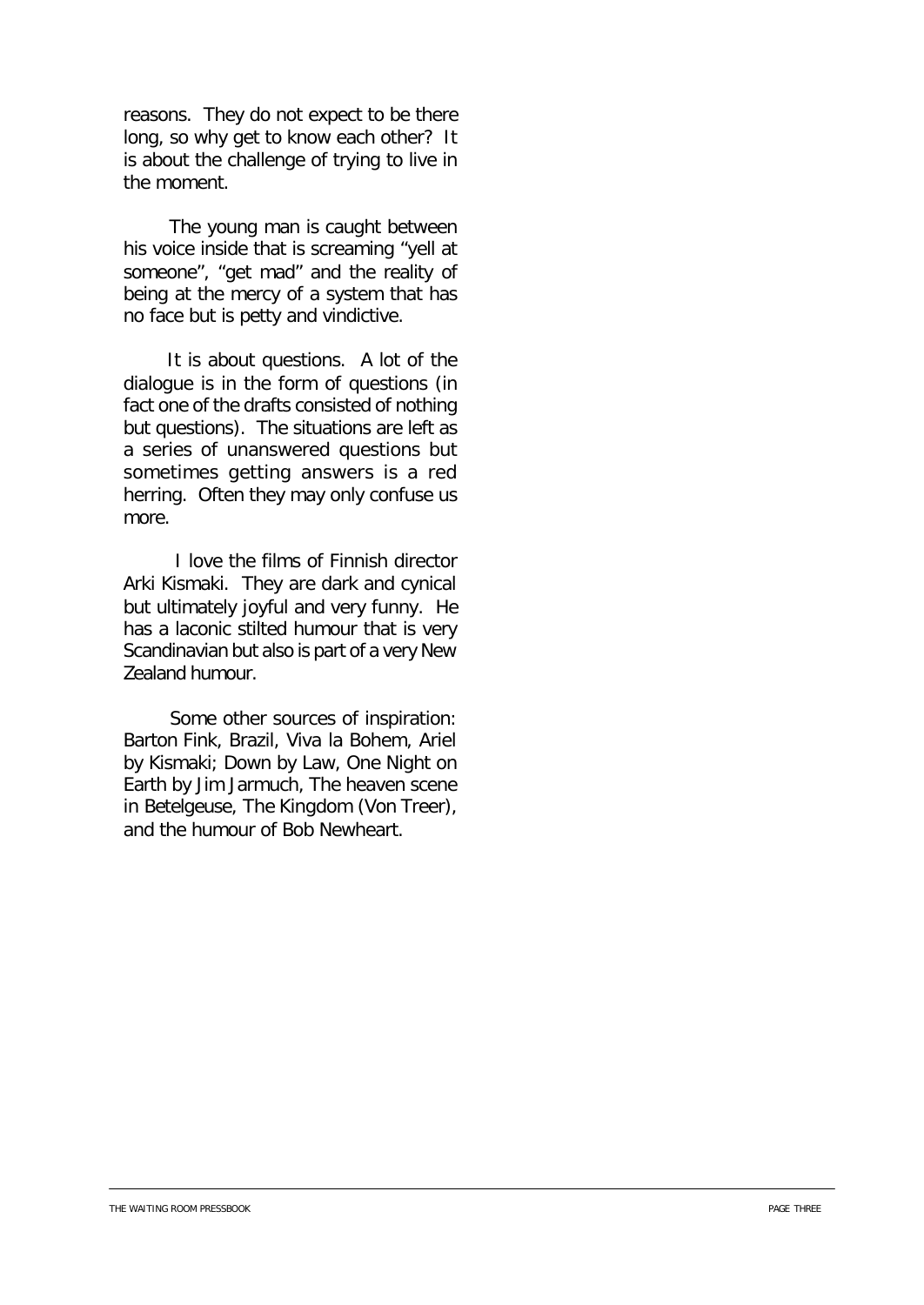reasons. They do not expect to be there long, so why get to know each other? It is about the challenge of trying to live in the moment.

The young man is caught between his voice inside that is screaming "yell at someone", "get mad" and the reality of being at the mercy of a system that has no face but is petty and vindictive.

It is about questions. A lot of the dialogue is in the form of questions (in fact one of the drafts consisted of nothing but questions). The situations are left as a series of unanswered questions but sometimes getting answers is a red herring. Often they may only confuse us more.

I love the films of Finnish director Arki Kismaki. They are dark and cynical but ultimately joyful and very funny. He has a laconic stilted humour that is very Scandinavian but also is part of a very New Zealand humour.

Some other sources of inspiration: Barton Fink, Brazil, Viva la Bohem, Ariel by Kismaki; Down by Law, One Night on Earth by Jim Jarmuch, The heaven scene in Betelgeuse, The Kingdom (Von Treer), and the humour of Bob Newheart.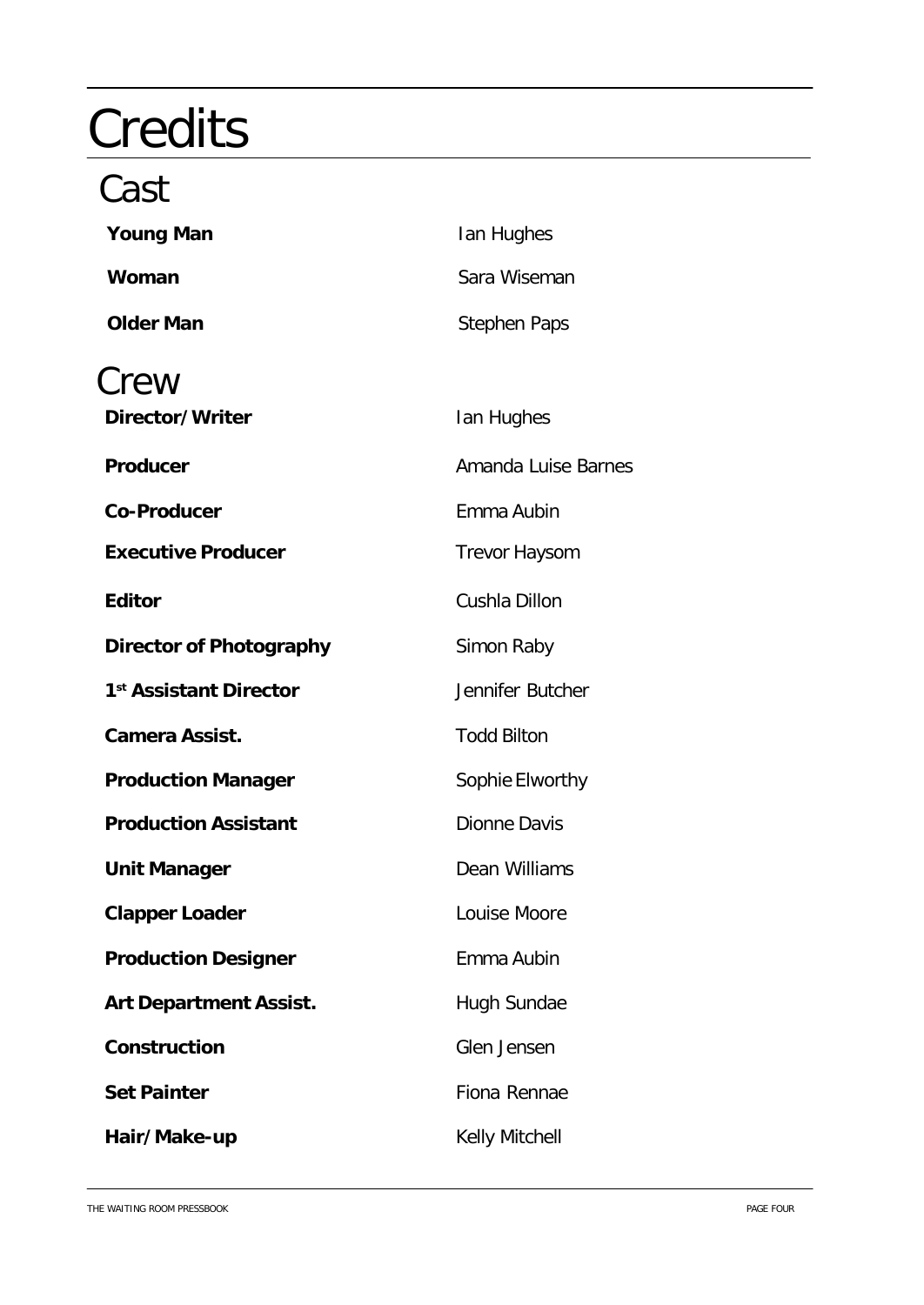# Credits

## Cast

| | |
|---|---|
| **Young Man** | Ian Hughes |
| **Woman** | Sara Wiseman |
| **Older Man** | Stephen Paps |

## Crew

| | |
|---|---|
| **Director/Writer** | Ian Hughes |
| **Producer** | Amanda Luise Barnes |
| **Co-Producer** | Emma Aubin |
| **Executive Producer** | Trevor Haysom |
| **Editor** | Cushla Dillon |
| **Director of Photography** | Simon Raby |
| **1st Assistant Director** | Jennifer Butcher |
| **Camera Assist.** | Todd Bilton |
| **Production Manager** | Sophie Elworthy |
| **Production Assistant** | Dionne Davis |
| **Unit Manager** | Dean Williams |
| **Clapper Loader** | Louise Moore |
| **Production Designer** | Emma Aubin |
| **Art Department Assist.** | Hugh Sundae |
| **Construction** | Glen Jensen |
| **Set Painter** | Fiona Rennae |
| **Hair/Make-up** | Kelly Mitchell |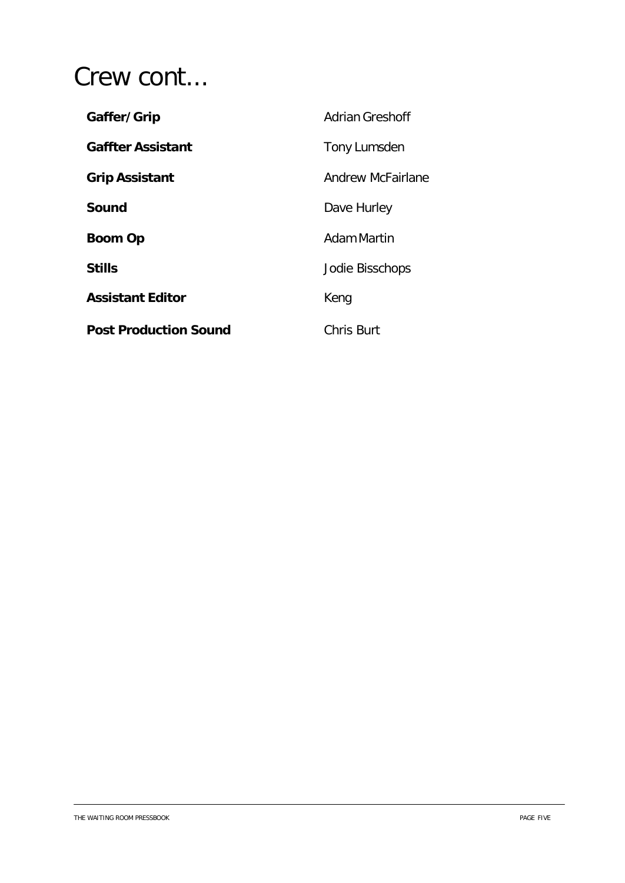# Crew cont…

| | |
|---|---|
| **Gaffer/Grip** | Adrian Greshoff |
| **Gaffter Assistant** | Tony Lumsden |
| **Grip Assistant** | Andrew McFairlane |
| **Sound** | Dave Hurley |
| **Boom Op** | Adam Martin |
| **Stills** | Jodie Bisschops |
| **Assistant Editor** | Keng |
| **Post Production Sound** | Chris Burt |